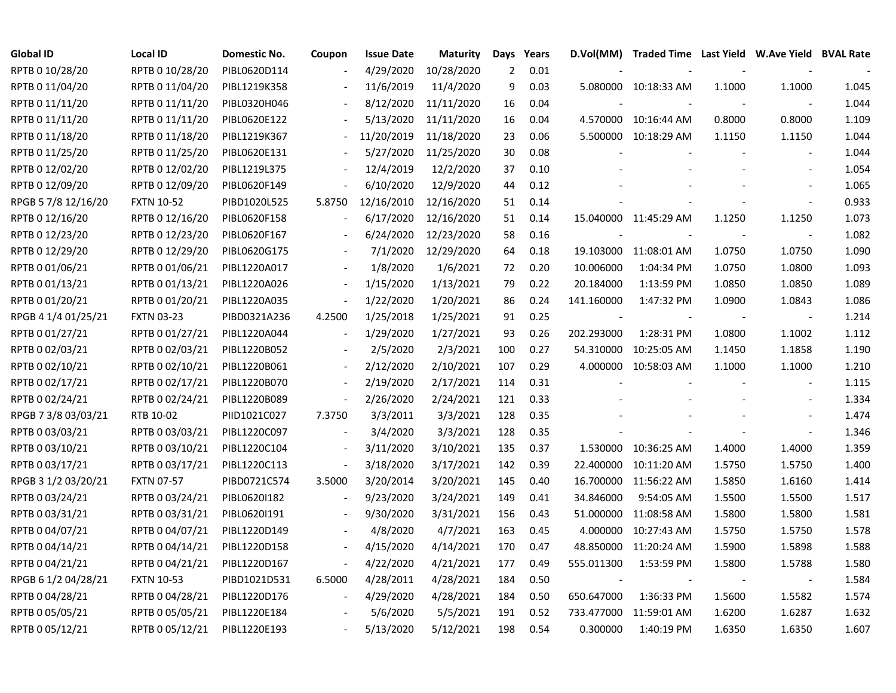| Global ID | Local ID | Domestic No. | Coupon | Issue Date | Maturity | Days | Years | D.Vol(MM) | Traded Time | Last Yield | W.Ave Yield | BVAL Rate |
|---|---|---|---|---|---|---|---|---|---|---|---|---|
| RPTB 0 10/28/20 | RPTB 0 10/28/20 | PIBL0620D114 | - | 4/29/2020 | 10/28/2020 | 2 | 0.01 | - | - | - | - | - |
| RPTB 0 11/04/20 | RPTB 0 11/04/20 | PIBL1219K358 | - | 11/6/2019 | 11/4/2020 | 9 | 0.03 | 5.080000 | 10:18:33 AM | 1.1000 | 1.1000 | 1.045 |
| RPTB 0 11/11/20 | RPTB 0 11/11/20 | PIBL0320H046 | - | 8/12/2020 | 11/11/2020 | 16 | 0.04 | - | - | - | - | 1.044 |
| RPTB 0 11/11/20 | RPTB 0 11/11/20 | PIBL0620E122 | - | 5/13/2020 | 11/11/2020 | 16 | 0.04 | 4.570000 | 10:16:44 AM | 0.8000 | 0.8000 | 1.109 |
| RPTB 0 11/18/20 | RPTB 0 11/18/20 | PIBL1219K367 | - | 11/20/2019 | 11/18/2020 | 23 | 0.06 | 5.500000 | 10:18:29 AM | 1.1150 | 1.1150 | 1.044 |
| RPTB 0 11/25/20 | RPTB 0 11/25/20 | PIBL0620E131 | - | 5/27/2020 | 11/25/2020 | 30 | 0.08 | - | - | - | - | 1.044 |
| RPTB 0 12/02/20 | RPTB 0 12/02/20 | PIBL1219L375 | - | 12/4/2019 | 12/2/2020 | 37 | 0.10 | - | - | - | - | 1.054 |
| RPTB 0 12/09/20 | RPTB 0 12/09/20 | PIBL0620F149 | - | 6/10/2020 | 12/9/2020 | 44 | 0.12 | - | - | - | - | 1.065 |
| RPGB 5 7/8 12/16/20 | FXTN 10-52 | PIBD1020L525 | 5.8750 | 12/16/2010 | 12/16/2020 | 51 | 0.14 | - | - | - | - | 0.933 |
| RPTB 0 12/16/20 | RPTB 0 12/16/20 | PIBL0620F158 | - | 6/17/2020 | 12/16/2020 | 51 | 0.14 | 15.040000 | 11:45:29 AM | 1.1250 | 1.1250 | 1.073 |
| RPTB 0 12/23/20 | RPTB 0 12/23/20 | PIBL0620F167 | - | 6/24/2020 | 12/23/2020 | 58 | 0.16 | - | - | - | - | 1.082 |
| RPTB 0 12/29/20 | RPTB 0 12/29/20 | PIBL0620G175 | - | 7/1/2020 | 12/29/2020 | 64 | 0.18 | 19.103000 | 11:08:01 AM | 1.0750 | 1.0750 | 1.090 |
| RPTB 0 01/06/21 | RPTB 0 01/06/21 | PIBL1220A017 | - | 1/8/2020 | 1/6/2021 | 72 | 0.20 | 10.006000 | 1:04:34 PM | 1.0750 | 1.0800 | 1.093 |
| RPTB 0 01/13/21 | RPTB 0 01/13/21 | PIBL1220A026 | - | 1/15/2020 | 1/13/2021 | 79 | 0.22 | 20.184000 | 1:13:59 PM | 1.0850 | 1.0850 | 1.089 |
| RPTB 0 01/20/21 | RPTB 0 01/20/21 | PIBL1220A035 | - | 1/22/2020 | 1/20/2021 | 86 | 0.24 | 141.160000 | 1:47:32 PM | 1.0900 | 1.0843 | 1.086 |
| RPGB 4 1/4 01/25/21 | FXTN 03-23 | PIBD0321A236 | 4.2500 | 1/25/2018 | 1/25/2021 | 91 | 0.25 | - | - | - | - | 1.214 |
| RPTB 0 01/27/21 | RPTB 0 01/27/21 | PIBL1220A044 | - | 1/29/2020 | 1/27/2021 | 93 | 0.26 | 202.293000 | 1:28:31 PM | 1.0800 | 1.1002 | 1.112 |
| RPTB 0 02/03/21 | RPTB 0 02/03/21 | PIBL1220B052 | - | 2/5/2020 | 2/3/2021 | 100 | 0.27 | 54.310000 | 10:25:05 AM | 1.1450 | 1.1858 | 1.190 |
| RPTB 0 02/10/21 | RPTB 0 02/10/21 | PIBL1220B061 | - | 2/12/2020 | 2/10/2021 | 107 | 0.29 | 4.000000 | 10:58:03 AM | 1.1000 | 1.1000 | 1.210 |
| RPTB 0 02/17/21 | RPTB 0 02/17/21 | PIBL1220B070 | - | 2/19/2020 | 2/17/2021 | 114 | 0.31 | - | - | - | - | 1.115 |
| RPTB 0 02/24/21 | RPTB 0 02/24/21 | PIBL1220B089 | - | 2/26/2020 | 2/24/2021 | 121 | 0.33 | - | - | - | - | 1.334 |
| RPGB 7 3/8 03/03/21 | RTB 10-02 | PIID1021C027 | 7.3750 | 3/3/2011 | 3/3/2021 | 128 | 0.35 | - | - | - | - | 1.474 |
| RPTB 0 03/03/21 | RPTB 0 03/03/21 | PIBL1220C097 | - | 3/4/2020 | 3/3/2021 | 128 | 0.35 | - | - | - | - | 1.346 |
| RPTB 0 03/10/21 | RPTB 0 03/10/21 | PIBL1220C104 | - | 3/11/2020 | 3/10/2021 | 135 | 0.37 | 1.530000 | 10:36:25 AM | 1.4000 | 1.4000 | 1.359 |
| RPTB 0 03/17/21 | RPTB 0 03/17/21 | PIBL1220C113 | - | 3/18/2020 | 3/17/2021 | 142 | 0.39 | 22.400000 | 10:11:20 AM | 1.5750 | 1.5750 | 1.400 |
| RPGB 3 1/2 03/20/21 | FXTN 07-57 | PIBD0721C574 | 3.5000 | 3/20/2014 | 3/20/2021 | 145 | 0.40 | 16.700000 | 11:56:22 AM | 1.5850 | 1.6160 | 1.414 |
| RPTB 0 03/24/21 | RPTB 0 03/24/21 | PIBL0620I182 | - | 9/23/2020 | 3/24/2021 | 149 | 0.41 | 34.846000 | 9:54:05 AM | 1.5500 | 1.5500 | 1.517 |
| RPTB 0 03/31/21 | RPTB 0 03/31/21 | PIBL0620I191 | - | 9/30/2020 | 3/31/2021 | 156 | 0.43 | 51.000000 | 11:08:58 AM | 1.5800 | 1.5800 | 1.581 |
| RPTB 0 04/07/21 | RPTB 0 04/07/21 | PIBL1220D149 | - | 4/8/2020 | 4/7/2021 | 163 | 0.45 | 4.000000 | 10:27:43 AM | 1.5750 | 1.5750 | 1.578 |
| RPTB 0 04/14/21 | RPTB 0 04/14/21 | PIBL1220D158 | - | 4/15/2020 | 4/14/2021 | 170 | 0.47 | 48.850000 | 11:20:24 AM | 1.5900 | 1.5898 | 1.588 |
| RPTB 0 04/21/21 | RPTB 0 04/21/21 | PIBL1220D167 | - | 4/22/2020 | 4/21/2021 | 177 | 0.49 | 555.011300 | 1:53:59 PM | 1.5800 | 1.5788 | 1.580 |
| RPGB 6 1/2 04/28/21 | FXTN 10-53 | PIBD1021D531 | 6.5000 | 4/28/2011 | 4/28/2021 | 184 | 0.50 | - | - | - | - | 1.584 |
| RPTB 0 04/28/21 | RPTB 0 04/28/21 | PIBL1220D176 | - | 4/29/2020 | 4/28/2021 | 184 | 0.50 | 650.647000 | 1:36:33 PM | 1.5600 | 1.5582 | 1.574 |
| RPTB 0 05/05/21 | RPTB 0 05/05/21 | PIBL1220E184 | - | 5/6/2020 | 5/5/2021 | 191 | 0.52 | 733.477000 | 11:59:01 AM | 1.6200 | 1.6287 | 1.632 |
| RPTB 0 05/12/21 | RPTB 0 05/12/21 | PIBL1220E193 | - | 5/13/2020 | 5/12/2021 | 198 | 0.54 | 0.300000 | 1:40:19 PM | 1.6350 | 1.6350 | 1.607 |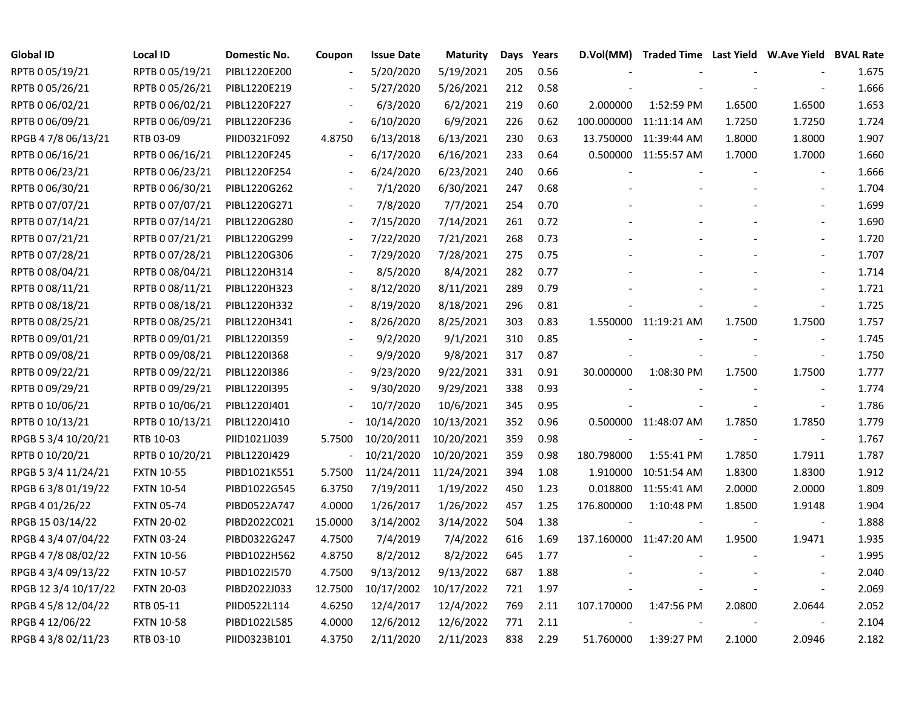| Global ID | Local ID | Domestic No. | Coupon | Issue Date | Maturity | Days | Years | D.Vol(MM) | Traded Time | Last Yield | W.Ave Yield | BVAL Rate |
|---|---|---|---|---|---|---|---|---|---|---|---|---|
| RPTB 0 05/19/21 | RPTB 0 05/19/21 | PIBL1220E200 | - | 5/20/2020 | 5/19/2021 | 205 | 0.56 | - | - | - | - | 1.675 |
| RPTB 0 05/26/21 | RPTB 0 05/26/21 | PIBL1220E219 | - | 5/27/2020 | 5/26/2021 | 212 | 0.58 | - | - | - | - | 1.666 |
| RPTB 0 06/02/21 | RPTB 0 06/02/21 | PIBL1220F227 | - | 6/3/2020 | 6/2/2021 | 219 | 0.60 | 2.000000 | 1:52:59 PM | 1.6500 | 1.6500 | 1.653 |
| RPTB 0 06/09/21 | RPTB 0 06/09/21 | PIBL1220F236 | - | 6/10/2020 | 6/9/2021 | 226 | 0.62 | 100.000000 | 11:11:14 AM | 1.7250 | 1.7250 | 1.724 |
| RPGB 4 7/8 06/13/21 | RTB 03-09 | PIID0321F092 | 4.8750 | 6/13/2018 | 6/13/2021 | 230 | 0.63 | 13.750000 | 11:39:44 AM | 1.8000 | 1.8000 | 1.907 |
| RPTB 0 06/16/21 | RPTB 0 06/16/21 | PIBL1220F245 | - | 6/17/2020 | 6/16/2021 | 233 | 0.64 | 0.500000 | 11:55:57 AM | 1.7000 | 1.7000 | 1.660 |
| RPTB 0 06/23/21 | RPTB 0 06/23/21 | PIBL1220F254 | - | 6/24/2020 | 6/23/2021 | 240 | 0.66 | - | - | - | - | 1.666 |
| RPTB 0 06/30/21 | RPTB 0 06/30/21 | PIBL1220G262 | - | 7/1/2020 | 6/30/2021 | 247 | 0.68 | - | - | - | - | 1.704 |
| RPTB 0 07/07/21 | RPTB 0 07/07/21 | PIBL1220G271 | - | 7/8/2020 | 7/7/2021 | 254 | 0.70 | - | - | - | - | 1.699 |
| RPTB 0 07/14/21 | RPTB 0 07/14/21 | PIBL1220G280 | - | 7/15/2020 | 7/14/2021 | 261 | 0.72 | - | - | - | - | 1.690 |
| RPTB 0 07/21/21 | RPTB 0 07/21/21 | PIBL1220G299 | - | 7/22/2020 | 7/21/2021 | 268 | 0.73 | - | - | - | - | 1.720 |
| RPTB 0 07/28/21 | RPTB 0 07/28/21 | PIBL1220G306 | - | 7/29/2020 | 7/28/2021 | 275 | 0.75 | - | - | - | - | 1.707 |
| RPTB 0 08/04/21 | RPTB 0 08/04/21 | PIBL1220H314 | - | 8/5/2020 | 8/4/2021 | 282 | 0.77 | - | - | - | - | 1.714 |
| RPTB 0 08/11/21 | RPTB 0 08/11/21 | PIBL1220H323 | - | 8/12/2020 | 8/11/2021 | 289 | 0.79 | - | - | - | - | 1.721 |
| RPTB 0 08/18/21 | RPTB 0 08/18/21 | PIBL1220H332 | - | 8/19/2020 | 8/18/2021 | 296 | 0.81 | - | - | - | - | 1.725 |
| RPTB 0 08/25/21 | RPTB 0 08/25/21 | PIBL1220H341 | - | 8/26/2020 | 8/25/2021 | 303 | 0.83 | 1.550000 | 11:19:21 AM | 1.7500 | 1.7500 | 1.757 |
| RPTB 0 09/01/21 | RPTB 0 09/01/21 | PIBL1220I359 | - | 9/2/2020 | 9/1/2021 | 310 | 0.85 | - | - | - | - | 1.745 |
| RPTB 0 09/08/21 | RPTB 0 09/08/21 | PIBL1220I368 | - | 9/9/2020 | 9/8/2021 | 317 | 0.87 | - | - | - | - | 1.750 |
| RPTB 0 09/22/21 | RPTB 0 09/22/21 | PIBL1220I386 | - | 9/23/2020 | 9/22/2021 | 331 | 0.91 | 30.000000 | 1:08:30 PM | 1.7500 | 1.7500 | 1.777 |
| RPTB 0 09/29/21 | RPTB 0 09/29/21 | PIBL1220I395 | - | 9/30/2020 | 9/29/2021 | 338 | 0.93 | - | - | - | - | 1.774 |
| RPTB 0 10/06/21 | RPTB 0 10/06/21 | PIBL1220J401 | - | 10/7/2020 | 10/6/2021 | 345 | 0.95 | - | - | - | - | 1.786 |
| RPTB 0 10/13/21 | RPTB 0 10/13/21 | PIBL1220J410 | - | 10/14/2020 | 10/13/2021 | 352 | 0.96 | 0.500000 | 11:48:07 AM | 1.7850 | 1.7850 | 1.779 |
| RPGB 5 3/4 10/20/21 | RTB 10-03 | PIID1021J039 | 5.7500 | 10/20/2011 | 10/20/2021 | 359 | 0.98 | - | - | - | - | 1.767 |
| RPTB 0 10/20/21 | RPTB 0 10/20/21 | PIBL1220J429 | - | 10/21/2020 | 10/20/2021 | 359 | 0.98 | 180.798000 | 1:55:41 PM | 1.7850 | 1.7911 | 1.787 |
| RPGB 5 3/4 11/24/21 | FXTN 10-55 | PIBD1021K551 | 5.7500 | 11/24/2011 | 11/24/2021 | 394 | 1.08 | 1.910000 | 10:51:54 AM | 1.8300 | 1.8300 | 1.912 |
| RPGB 6 3/8 01/19/22 | FXTN 10-54 | PIBD1022G545 | 6.3750 | 7/19/2011 | 1/19/2022 | 450 | 1.23 | 0.018800 | 11:55:41 AM | 2.0000 | 2.0000 | 1.809 |
| RPGB 4 01/26/22 | FXTN 05-74 | PIBD0522A747 | 4.0000 | 1/26/2017 | 1/26/2022 | 457 | 1.25 | 176.800000 | 1:10:48 PM | 1.8500 | 1.9148 | 1.904 |
| RPGB 15 03/14/22 | FXTN 20-02 | PIBD2022C021 | 15.0000 | 3/14/2002 | 3/14/2022 | 504 | 1.38 | - | - | - | - | 1.888 |
| RPGB 4 3/4 07/04/22 | FXTN 03-24 | PIBD0322G247 | 4.7500 | 7/4/2019 | 7/4/2022 | 616 | 1.69 | 137.160000 | 11:47:20 AM | 1.9500 | 1.9471 | 1.935 |
| RPGB 4 7/8 08/02/22 | FXTN 10-56 | PIBD1022H562 | 4.8750 | 8/2/2012 | 8/2/2022 | 645 | 1.77 | - | - | - | - | 1.995 |
| RPGB 4 3/4 09/13/22 | FXTN 10-57 | PIBD1022I570 | 4.7500 | 9/13/2012 | 9/13/2022 | 687 | 1.88 | - | - | - | - | 2.040 |
| RPGB 12 3/4 10/17/22 | FXTN 20-03 | PIBD2022J033 | 12.7500 | 10/17/2002 | 10/17/2022 | 721 | 1.97 | - | - | - | - | 2.069 |
| RPGB 4 5/8 12/04/22 | RTB 05-11 | PIID0522L114 | 4.6250 | 12/4/2017 | 12/4/2022 | 769 | 2.11 | 107.170000 | 1:47:56 PM | 2.0800 | 2.0644 | 2.052 |
| RPGB 4 12/06/22 | FXTN 10-58 | PIBD1022L585 | 4.0000 | 12/6/2012 | 12/6/2022 | 771 | 2.11 | - | - | - | - | 2.104 |
| RPGB 4 3/8 02/11/23 | RTB 03-10 | PIID0323B101 | 4.3750 | 2/11/2020 | 2/11/2023 | 838 | 2.29 | 51.760000 | 1:39:27 PM | 2.1000 | 2.0946 | 2.182 |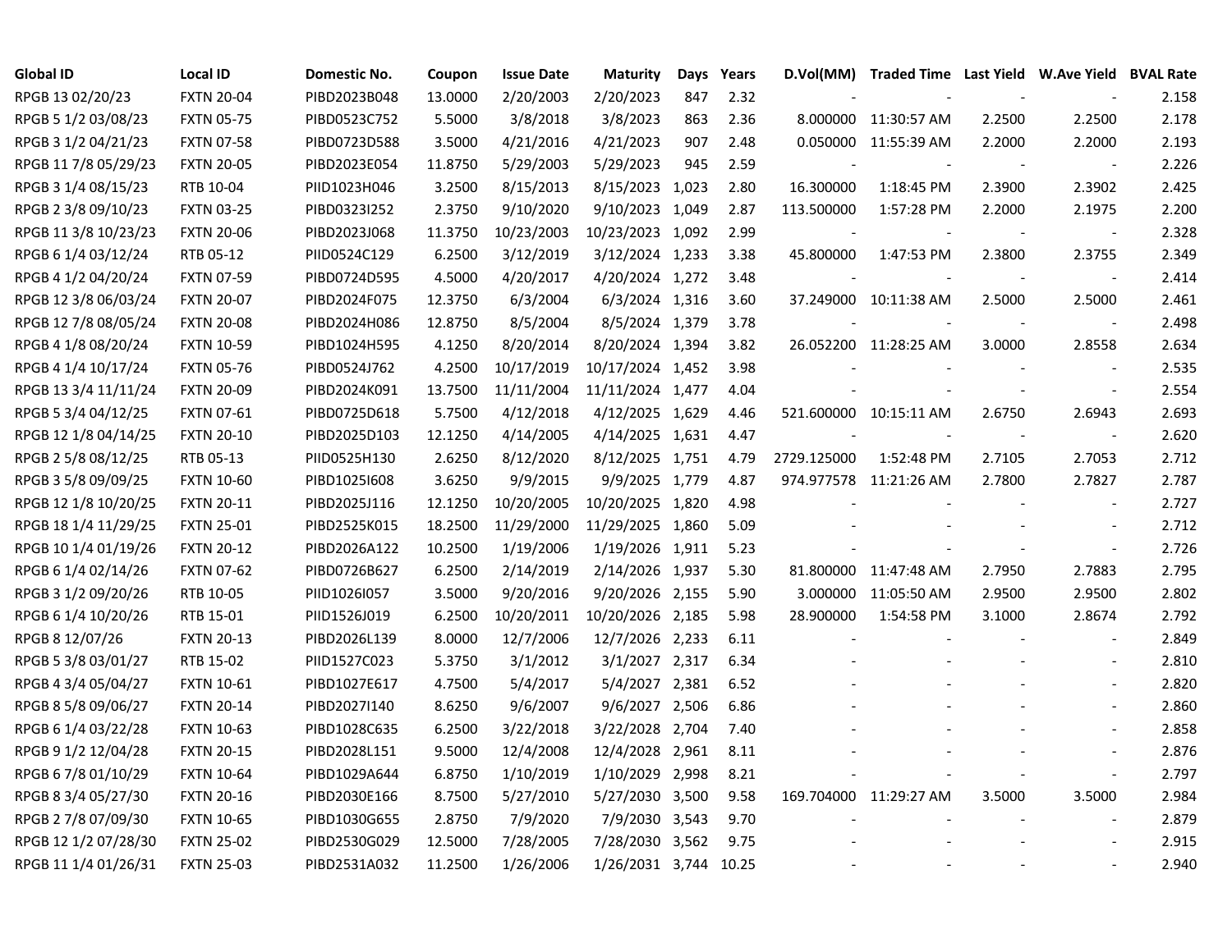| Global ID | Local ID | Domestic No. | Coupon | Issue Date | Maturity | Days | Years | D.Vol(MM) | Traded Time | Last Yield | W.Ave Yield | BVAL Rate |
|---|---|---|---|---|---|---|---|---|---|---|---|---|
| RPGB 13 02/20/23 | FXTN 20-04 | PIBD2023B048 | 13.0000 | 2/20/2003 | 2/20/2023 | 847 | 2.32 | - | - | - | - | 2.158 |
| RPGB 5 1/2 03/08/23 | FXTN 05-75 | PIBD0523C752 | 5.5000 | 3/8/2018 | 3/8/2023 | 863 | 2.36 | 8.000000 | 11:30:57 AM | 2.2500 | 2.2500 | 2.178 |
| RPGB 3 1/2 04/21/23 | FXTN 07-58 | PIBD0723D588 | 3.5000 | 4/21/2016 | 4/21/2023 | 907 | 2.48 | 0.050000 | 11:55:39 AM | 2.2000 | 2.2000 | 2.193 |
| RPGB 11 7/8 05/29/23 | FXTN 20-05 | PIBD2023E054 | 11.8750 | 5/29/2003 | 5/29/2023 | 945 | 2.59 | - | - | - | - | 2.226 |
| RPGB 3 1/4 08/15/23 | RTB 10-04 | PIID1023H046 | 3.2500 | 8/15/2013 | 8/15/2023 | 1,023 | 2.80 | 16.300000 | 1:18:45 PM | 2.3900 | 2.3902 | 2.425 |
| RPGB 2 3/8 09/10/23 | FXTN 03-25 | PIBD0323I252 | 2.3750 | 9/10/2020 | 9/10/2023 | 1,049 | 2.87 | 113.500000 | 1:57:28 PM | 2.2000 | 2.1975 | 2.200 |
| RPGB 11 3/8 10/23/23 | FXTN 20-06 | PIBD2023J068 | 11.3750 | 10/23/2003 | 10/23/2023 | 1,092 | 2.99 | - | - | - | - | 2.328 |
| RPGB 6 1/4 03/12/24 | RTB 05-12 | PIID0524C129 | 6.2500 | 3/12/2019 | 3/12/2024 | 1,233 | 3.38 | 45.800000 | 1:47:53 PM | 2.3800 | 2.3755 | 2.349 |
| RPGB 4 1/2 04/20/24 | FXTN 07-59 | PIBD0724D595 | 4.5000 | 4/20/2017 | 4/20/2024 | 1,272 | 3.48 | - | - | - | - | 2.414 |
| RPGB 12 3/8 06/03/24 | FXTN 20-07 | PIBD2024F075 | 12.3750 | 6/3/2004 | 6/3/2024 | 1,316 | 3.60 | 37.249000 | 10:11:38 AM | 2.5000 | 2.5000 | 2.461 |
| RPGB 12 7/8 08/05/24 | FXTN 20-08 | PIBD2024H086 | 12.8750 | 8/5/2004 | 8/5/2024 | 1,379 | 3.78 | - | - | - | - | 2.498 |
| RPGB 4 1/8 08/20/24 | FXTN 10-59 | PIBD1024H595 | 4.1250 | 8/20/2014 | 8/20/2024 | 1,394 | 3.82 | 26.052200 | 11:28:25 AM | 3.0000 | 2.8558 | 2.634 |
| RPGB 4 1/4 10/17/24 | FXTN 05-76 | PIBD0524J762 | 4.2500 | 10/17/2019 | 10/17/2024 | 1,452 | 3.98 | - | - | - | - | 2.535 |
| RPGB 13 3/4 11/11/24 | FXTN 20-09 | PIBD2024K091 | 13.7500 | 11/11/2004 | 11/11/2024 | 1,477 | 4.04 | - | - | - | - | 2.554 |
| RPGB 5 3/4 04/12/25 | FXTN 07-61 | PIBD0725D618 | 5.7500 | 4/12/2018 | 4/12/2025 | 1,629 | 4.46 | 521.600000 | 10:15:11 AM | 2.6750 | 2.6943 | 2.693 |
| RPGB 12 1/8 04/14/25 | FXTN 20-10 | PIBD2025D103 | 12.1250 | 4/14/2005 | 4/14/2025 | 1,631 | 4.47 | - | - | - | - | 2.620 |
| RPGB 2 5/8 08/12/25 | RTB 05-13 | PIID0525H130 | 2.6250 | 8/12/2020 | 8/12/2025 | 1,751 | 4.79 | 2729.125000 | 1:52:48 PM | 2.7105 | 2.7053 | 2.712 |
| RPGB 3 5/8 09/09/25 | FXTN 10-60 | PIBD1025I608 | 3.6250 | 9/9/2015 | 9/9/2025 | 1,779 | 4.87 | 974.977578 | 11:21:26 AM | 2.7800 | 2.7827 | 2.787 |
| RPGB 12 1/8 10/20/25 | FXTN 20-11 | PIBD2025J116 | 12.1250 | 10/20/2005 | 10/20/2025 | 1,820 | 4.98 | - | - | - | - | 2.727 |
| RPGB 18 1/4 11/29/25 | FXTN 25-01 | PIBD2525K015 | 18.2500 | 11/29/2000 | 11/29/2025 | 1,860 | 5.09 | - | - | - | - | 2.712 |
| RPGB 10 1/4 01/19/26 | FXTN 20-12 | PIBD2026A122 | 10.2500 | 1/19/2006 | 1/19/2026 | 1,911 | 5.23 | - | - | - | - | 2.726 |
| RPGB 6 1/4 02/14/26 | FXTN 07-62 | PIBD0726B627 | 6.2500 | 2/14/2019 | 2/14/2026 | 1,937 | 5.30 | 81.800000 | 11:47:48 AM | 2.7950 | 2.7883 | 2.795 |
| RPGB 3 1/2 09/20/26 | RTB 10-05 | PIID1026I057 | 3.5000 | 9/20/2016 | 9/20/2026 | 2,155 | 5.90 | 3.000000 | 11:05:50 AM | 2.9500 | 2.9500 | 2.802 |
| RPGB 6 1/4 10/20/26 | RTB 15-01 | PIID1526J019 | 6.2500 | 10/20/2011 | 10/20/2026 | 2,185 | 5.98 | 28.900000 | 1:54:58 PM | 3.1000 | 2.8674 | 2.792 |
| RPGB 8 12/07/26 | FXTN 20-13 | PIBD2026L139 | 8.0000 | 12/7/2006 | 12/7/2026 | 2,233 | 6.11 | - | - | - | - | 2.849 |
| RPGB 5 3/8 03/01/27 | RTB 15-02 | PIID1527C023 | 5.3750 | 3/1/2012 | 3/1/2027 | 2,317 | 6.34 | - | - | - | - | 2.810 |
| RPGB 4 3/4 05/04/27 | FXTN 10-61 | PIBD1027E617 | 4.7500 | 5/4/2017 | 5/4/2027 | 2,381 | 6.52 | - | - | - | - | 2.820 |
| RPGB 8 5/8 09/06/27 | FXTN 20-14 | PIBD2027I140 | 8.6250 | 9/6/2007 | 9/6/2027 | 2,506 | 6.86 | - | - | - | - | 2.860 |
| RPGB 6 1/4 03/22/28 | FXTN 10-63 | PIBD1028C635 | 6.2500 | 3/22/2018 | 3/22/2028 | 2,704 | 7.40 | - | - | - | - | 2.858 |
| RPGB 9 1/2 12/04/28 | FXTN 20-15 | PIBD2028L151 | 9.5000 | 12/4/2008 | 12/4/2028 | 2,961 | 8.11 | - | - | - | - | 2.876 |
| RPGB 6 7/8 01/10/29 | FXTN 10-64 | PIBD1029A644 | 6.8750 | 1/10/2019 | 1/10/2029 | 2,998 | 8.21 | - | - | - | - | 2.797 |
| RPGB 8 3/4 05/27/30 | FXTN 20-16 | PIBD2030E166 | 8.7500 | 5/27/2010 | 5/27/2030 | 3,500 | 9.58 | 169.704000 | 11:29:27 AM | 3.5000 | 3.5000 | 2.984 |
| RPGB 2 7/8 07/09/30 | FXTN 10-65 | PIBD1030G655 | 2.8750 | 7/9/2020 | 7/9/2030 | 3,543 | 9.70 | - | - | - | - | 2.879 |
| RPGB 12 1/2 07/28/30 | FXTN 25-02 | PIBD2530G029 | 12.5000 | 7/28/2005 | 7/28/2030 | 3,562 | 9.75 | - | - | - | - | 2.915 |
| RPGB 11 1/4 01/26/31 | FXTN 25-03 | PIBD2531A032 | 11.2500 | 1/26/2006 | 1/26/2031 | 3,744 | 10.25 | - | - | - | - | 2.940 |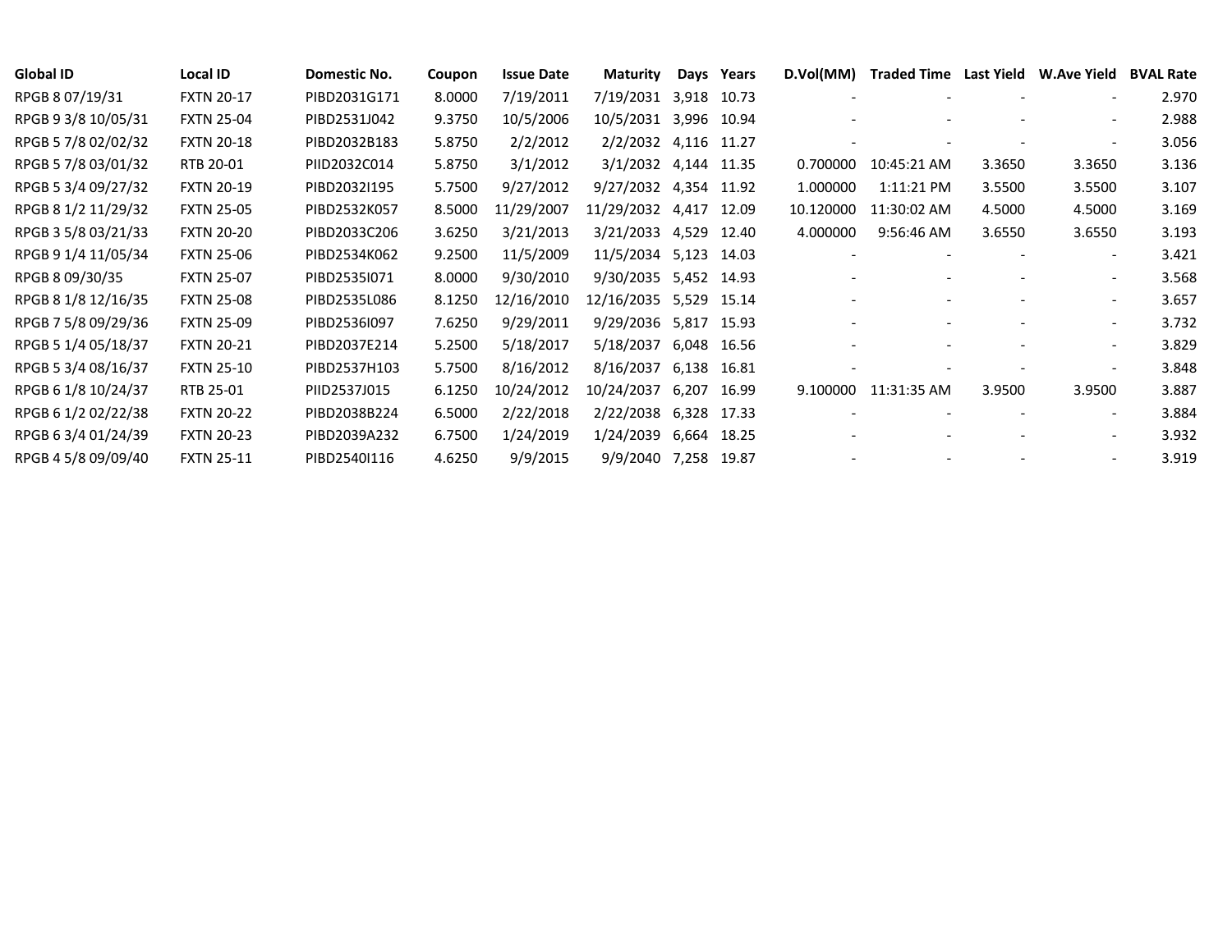| Global ID | Local ID | Domestic No. | Coupon | Issue Date | Maturity | Days | Years | D.Vol(MM) | Traded Time | Last Yield | W.Ave Yield | BVAL Rate |
|---|---|---|---|---|---|---|---|---|---|---|---|---|
| RPGB 8 07/19/31 | FXTN 20-17 | PIBD2031G171 | 8.0000 | 7/19/2011 | 7/19/2031 | 3,918 | 10.73 | - | - | - | - | 2.970 |
| RPGB 9 3/8 10/05/31 | FXTN 25-04 | PIBD2531J042 | 9.3750 | 10/5/2006 | 10/5/2031 | 3,996 | 10.94 | - | - | - | - | 2.988 |
| RPGB 5 7/8 02/02/32 | FXTN 20-18 | PIBD2032B183 | 5.8750 | 2/2/2012 | 2/2/2032 | 4,116 | 11.27 | - | - | - | - | 3.056 |
| RPGB 5 7/8 03/01/32 | RTB 20-01 | PIID2032C014 | 5.8750 | 3/1/2012 | 3/1/2032 | 4,144 | 11.35 | 0.700000 | 10:45:21 AM | 3.3650 | 3.3650 | 3.136 |
| RPGB 5 3/4 09/27/32 | FXTN 20-19 | PIBD2032I195 | 5.7500 | 9/27/2012 | 9/27/2032 | 4,354 | 11.92 | 1.000000 | 1:11:21 PM | 3.5500 | 3.5500 | 3.107 |
| RPGB 8 1/2 11/29/32 | FXTN 25-05 | PIBD2532K057 | 8.5000 | 11/29/2007 | 11/29/2032 | 4,417 | 12.09 | 10.120000 | 11:30:02 AM | 4.5000 | 4.5000 | 3.169 |
| RPGB 3 5/8 03/21/33 | FXTN 20-20 | PIBD2033C206 | 3.6250 | 3/21/2013 | 3/21/2033 | 4,529 | 12.40 | 4.000000 | 9:56:46 AM | 3.6550 | 3.6550 | 3.193 |
| RPGB 9 1/4 11/05/34 | FXTN 25-06 | PIBD2534K062 | 9.2500 | 11/5/2009 | 11/5/2034 | 5,123 | 14.03 | - | - | - | - | 3.421 |
| RPGB 8 09/30/35 | FXTN 25-07 | PIBD2535I071 | 8.0000 | 9/30/2010 | 9/30/2035 | 5,452 | 14.93 | - | - | - | - | 3.568 |
| RPGB 8 1/8 12/16/35 | FXTN 25-08 | PIBD2535L086 | 8.1250 | 12/16/2010 | 12/16/2035 | 5,529 | 15.14 | - | - | - | - | 3.657 |
| RPGB 7 5/8 09/29/36 | FXTN 25-09 | PIBD2536I097 | 7.6250 | 9/29/2011 | 9/29/2036 | 5,817 | 15.93 | - | - | - | - | 3.732 |
| RPGB 5 1/4 05/18/37 | FXTN 20-21 | PIBD2037E214 | 5.2500 | 5/18/2017 | 5/18/2037 | 6,048 | 16.56 | - | - | - | - | 3.829 |
| RPGB 5 3/4 08/16/37 | FXTN 25-10 | PIBD2537H103 | 5.7500 | 8/16/2012 | 8/16/2037 | 6,138 | 16.81 | - | - | - | - | 3.848 |
| RPGB 6 1/8 10/24/37 | RTB 25-01 | PIID2537J015 | 6.1250 | 10/24/2012 | 10/24/2037 | 6,207 | 16.99 | 9.100000 | 11:31:35 AM | 3.9500 | 3.9500 | 3.887 |
| RPGB 6 1/2 02/22/38 | FXTN 20-22 | PIBD2038B224 | 6.5000 | 2/22/2018 | 2/22/2038 | 6,328 | 17.33 | - | - | - | - | 3.884 |
| RPGB 6 3/4 01/24/39 | FXTN 20-23 | PIBD2039A232 | 6.7500 | 1/24/2019 | 1/24/2039 | 6,664 | 18.25 | - | - | - | - | 3.932 |
| RPGB 4 5/8 09/09/40 | FXTN 25-11 | PIBD2540I116 | 4.6250 | 9/9/2015 | 9/9/2040 | 7,258 | 19.87 | - | - | - | - | 3.919 |